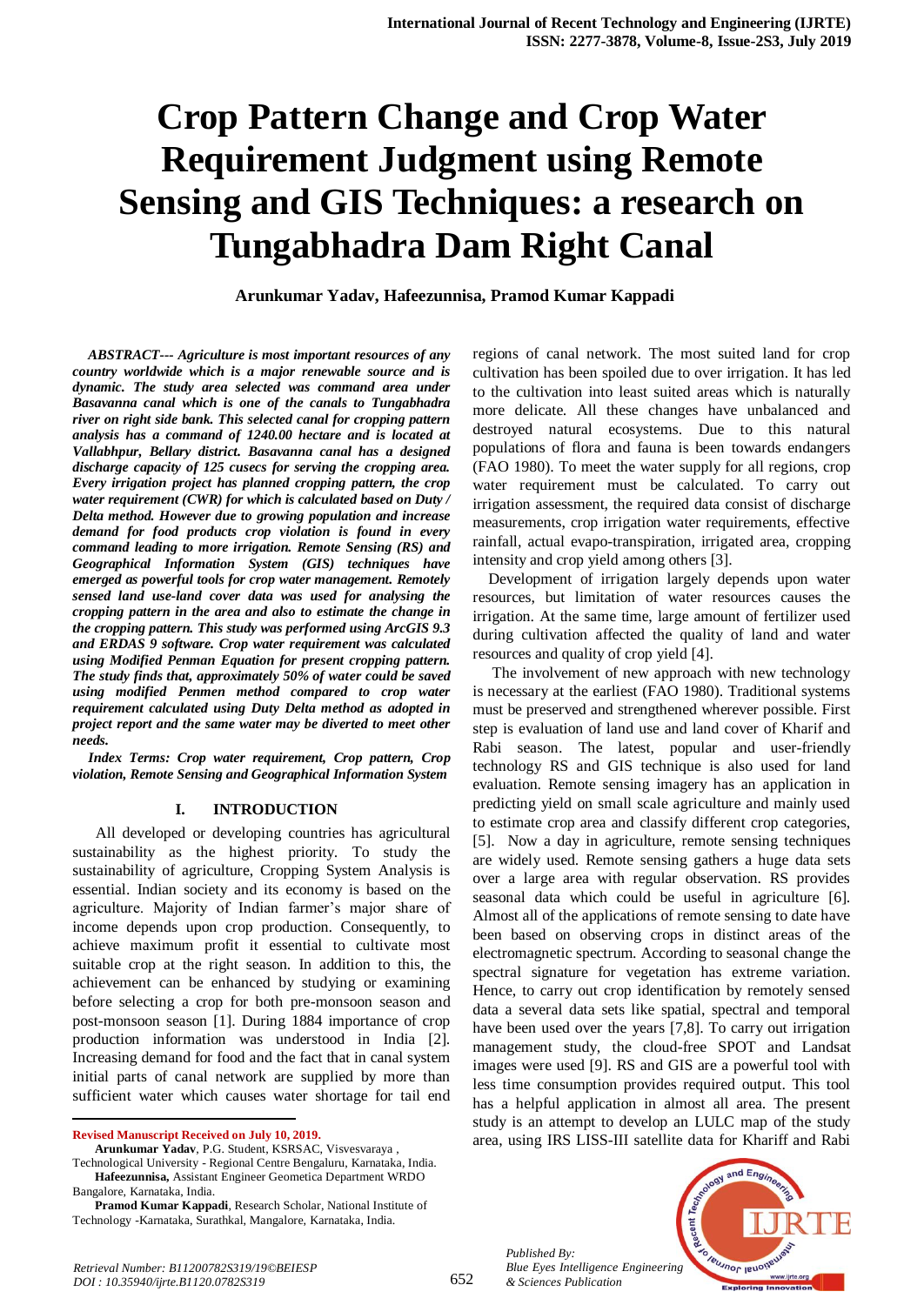# Crop Pattern Change and Crop Water Requirement Judgment using Remote Sensing and GIS Techniques: a research on Tungabhadra Dam Right Canal

**Arunkumar Yadav, Hafeezunnisa, Pramod Kumar Kappadi**

***ABSTRACT--- Agriculture is most important resources of any country worldwide which is a major renewable source and is dynamic. The study area selected was command area under Basavanna canal which is one of the canals to Tungabhadra river on right side bank. This selected canal for cropping pattern analysis has a command of 1240.00 hectare and is located at Vallabhpur, Bellary district. Basavanna canal has a designed discharge capacity of 125 cusecs for serving the cropping area. Every irrigation project has planned cropping pattern, the crop water requirement (CWR) for which is calculated based on Duty / Delta method. However due to growing population and increase demand for food products crop violation is found in every command leading to more irrigation. Remote Sensing (RS) and Geographical Information System (GIS) techniques have emerged as powerful tools for crop water management. Remotely sensed land use-land cover data was used for analysing the cropping pattern in the area and also to estimate the change in the cropping pattern. This study was performed using ArcGIS 9.3 and ERDAS 9 software. Crop water requirement was calculated using Modified Penman Equation for present cropping pattern. The study finds that, approximately 50% of water could be saved using modified Penmen method compared to crop water requirement calculated using Duty Delta method as adopted in project report and the same water may be diverted to meet other needs.***

***Index Terms: Crop water requirement, Crop pattern, Crop violation, Remote Sensing and Geographical Information System***

## I. INTRODUCTION

All developed or developing countries has agricultural sustainability as the highest priority. To study the sustainability of agriculture, Cropping System Analysis is essential. Indian society and its economy is based on the agriculture. Majority of Indian farmer's major share of income depends upon crop production. Consequently, to achieve maximum profit it essential to cultivate most suitable crop at the right season. In addition to this, the achievement can be enhanced by studying or examining before selecting a crop for both pre-monsoon season and post-monsoon season [1]. During 1884 importance of crop production information was understood in India [2]. Increasing demand for food and the fact that in canal system initial parts of canal network are supplied by more than sufficient water which causes water shortage for tail end regions of canal network. The most suited land for crop cultivation has been spoiled due to over irrigation. It has led to the cultivation into least suited areas which is naturally more delicate. All these changes have unbalanced and destroyed natural ecosystems. Due to this natural populations of flora and fauna is been towards endangers (FAO 1980). To meet the water supply for all regions, crop water requirement must be calculated. To carry out irrigation assessment, the required data consist of discharge measurements, crop irrigation water requirements, effective rainfall, actual evapo-transpiration, irrigated area, cropping intensity and crop yield among others [3].

Development of irrigation largely depends upon water resources, but limitation of water resources causes the irrigation. At the same time, large amount of fertilizer used during cultivation affected the quality of land and water resources and quality of crop yield [4].

The involvement of new approach with new technology is necessary at the earliest (FAO 1980). Traditional systems must be preserved and strengthened wherever possible. First step is evaluation of land use and land cover of Kharif and Rabi season. The latest, popular and user-friendly technology RS and GIS technique is also used for land evaluation. Remote sensing imagery has an application in predicting yield on small scale agriculture and mainly used to estimate crop area and classify different crop categories, [5]. Now a day in agriculture, remote sensing techniques are widely used. Remote sensing gathers a huge data sets over a large area with regular observation. RS provides seasonal data which could be useful in agriculture [6]. Almost all of the applications of remote sensing to date have been based on observing crops in distinct areas of the electromagnetic spectrum. According to seasonal change the spectral signature for vegetation has extreme variation. Hence, to carry out crop identification by remotely sensed data a several data sets like spatial, spectral and temporal have been used over the years [7,8]. To carry out irrigation management study, the cloud-free SPOT and Landsat images were used [9]. RS and GIS are a powerful tool with less time consumption provides required output. This tool has a helpful application in almost all area. The present study is an attempt to develop an LULC map of the study area, using IRS LISS-III satellite data for Khariff and Rabi

---

**Revised Manuscript Received on July 10, 2019.**

**Arunkumar Yadav**, P.G. Student, KSRSAC, Visvesvaraya , Technological University - Regional Centre Bengaluru, Karnataka, India.

**Hafeezunnisa,** Assistant Engineer Geometica Department WRDO Bangalore, Karnataka, India.

**Pramod Kumar Kappadi**, Research Scholar, National Institute of Technology -Karnataka, Surathkal, Mangalore, Karnataka, India.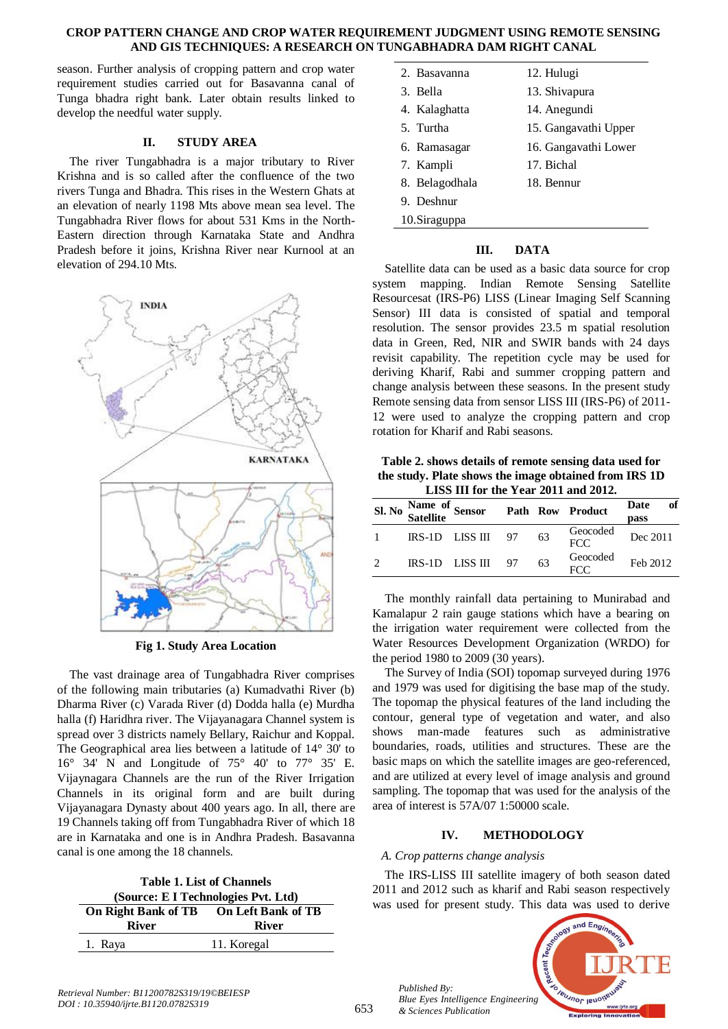season. Further analysis of cropping pattern and crop water requirement studies carried out for Basavanna canal of Tunga bhadra right bank. Later obtain results linked to develop the needful water supply.

## II. STUDY AREA

The river Tungabhadra is a major tributary to River Krishna and is so called after the confluence of the two rivers Tunga and Bhadra. This rises in the Western Ghats at an elevation of nearly 1198 Mts above mean sea level. The Tungabhadra River flows for about 531 Kms in the North-Eastern direction through Karnataka State and Andhra Pradesh before it joins, Krishna River near Kurnool at an elevation of 294.10 Mts.

**Fig 1. Study Area Location**

The vast drainage area of Tungabhadra River comprises of the following main tributaries (a) Kumadvathi River (b) Dharma River (c) Varada River (d) Dodda halla (e) Murdha halla (f) Haridhra river. The Vijayanagara Channel system is spread over 3 districts namely Bellary, Raichur and Koppal. The Geographical area lies between a latitude of 14° 30' to 16° 34' N and Longitude of 75° 40' to 77° 35' E. Vijaynagara Channels are the run of the River Irrigation Channels in its original form and are built during Vijayanagara Dynasty about 400 years ago. In all, there are 19 Channels taking off from Tungabhadra River of which 18 are in Karnataka and one is in Andhra Pradesh. Basavanna canal is one among the 18 channels.

**Table 1. List of Channels (Source: E I Technologies Pvt. Ltd)**

| On Right Bank of TB River | On Left Bank of TB River |
|---|---|
| 1. Raya | 11. Koregal |
| 2. Basavanna | 12. Hulugi |
| 3. Bella | 13. Shivapura |
| 4. Kalaghatta | 14. Anegundi |
| 5. Turtha | 15. Gangavathi Upper |
| 6. Ramasagar | 16. Gangavathi Lower |
| 7. Kampli | 17. Bichal |
| 8. Belagodhala | 18. Bennur |
| 9. Deshnur | |
| 10. Siraguppa | |

## III. DATA

Satellite data can be used as a basic data source for crop system mapping. Indian Remote Sensing Satellite Resourcesat (IRS-P6) LISS (Linear Imaging Self Scanning Sensor) III data is consisted of spatial and temporal resolution. The sensor provides 23.5 m spatial resolution data in Green, Red, NIR and SWIR bands with 24 days revisit capability. The repetition cycle may be used for deriving Kharif, Rabi and summer cropping pattern and change analysis between these seasons. In the present study Remote sensing data from sensor LISS III (IRS-P6) of 2011-12 were used to analyze the cropping pattern and crop rotation for Kharif and Rabi seasons.

**Table 2. shows details of remote sensing data used for the study. Plate shows the image obtained from IRS 1D LISS III for the Year 2011 and 2012.**

| Sl. No | Name of Satellite | Sensor | Path | Row | Product | Date of pass |
|---|---|---|---|---|---|---|
| 1 | IRS-1D | LISS III | 97 | 63 | Geocoded FCC | Dec 2011 |
| 2 | IRS-1D | LISS III | 97 | 63 | Geocoded FCC | Feb 2012 |

The monthly rainfall data pertaining to Munirabad and Kamalapur 2 rain gauge stations which have a bearing on the irrigation water requirement were collected from the Water Resources Development Organization (WRDO) for the period 1980 to 2009 (30 years).

The Survey of India (SOI) topomap surveyed during 1976 and 1979 was used for digitising the base map of the study. The topomap the physical features of the land including the contour, general type of vegetation and water, and also shows man-made features such as administrative boundaries, roads, utilities and structures. These are the basic maps on which the satellite images are geo-referenced, and are utilized at every level of image analysis and ground sampling. The topomap that was used for the analysis of the area of interest is 57A/07 1:50000 scale.

## IV. METHODOLOGY

### *A. Crop patterns change analysis*

The IRS-LISS III satellite imagery of both season dated 2011 and 2012 such as kharif and Rabi season respectively was used for present study. This data was used to derive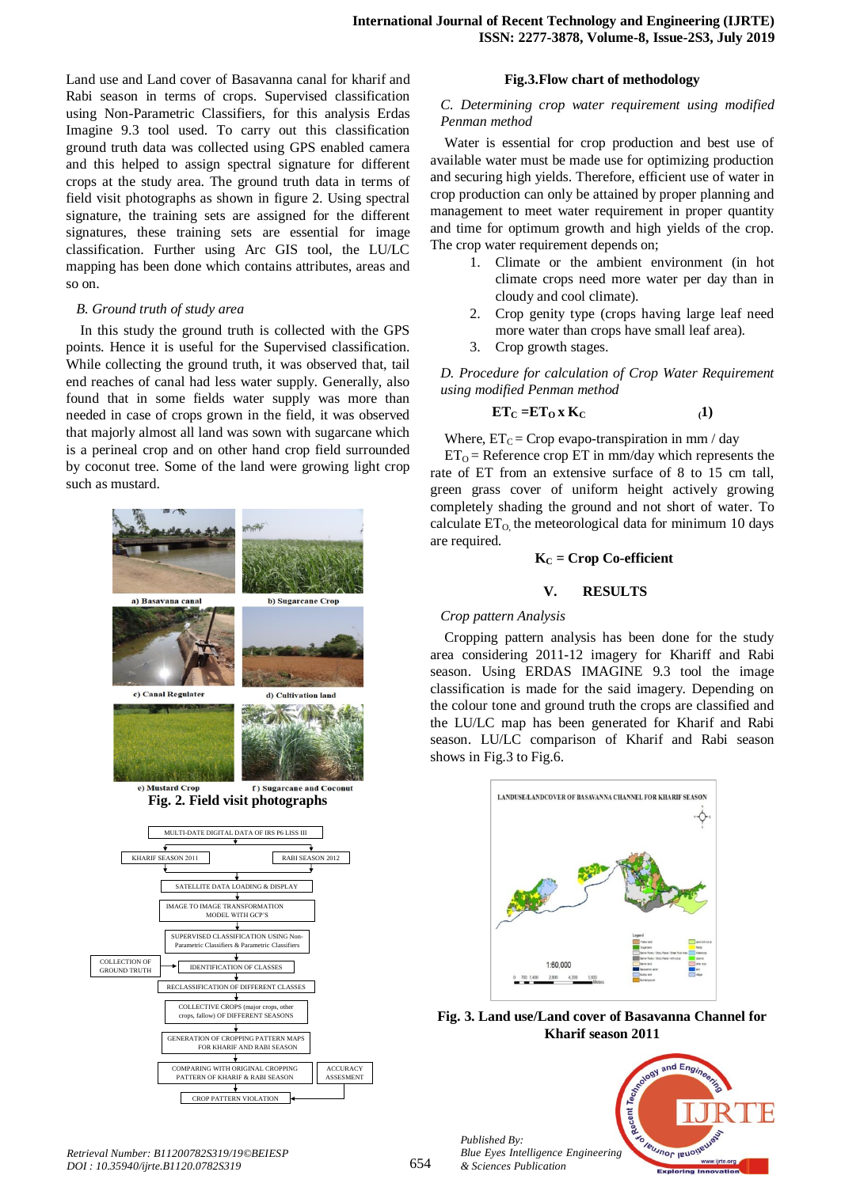Land use and Land cover of Basavanna canal for kharif and Rabi season in terms of crops. Supervised classification using Non-Parametric Classifiers, for this analysis Erdas Imagine 9.3 tool used. To carry out this classification ground truth data was collected using GPS enabled camera and this helped to assign spectral signature for different crops at the study area. The ground truth data in terms of field visit photographs as shown in figure 2. Using spectral signature, the training sets are assigned for the different signatures, these training sets are essential for image classification. Further using Arc GIS tool, the LU/LC mapping has been done which contains attributes, areas and so on.

### *B. Ground truth of study area*

In this study the ground truth is collected with the GPS points. Hence it is useful for the Supervised classification. While collecting the ground truth, it was observed that, tail end reaches of canal had less water supply. Generally, also found that in some fields water supply was more than needed in case of crops grown in the field, it was observed that majorly almost all land was sown with sugarcane which is a perineal crop and on other hand crop field surrounded by coconut tree. Some of the land were growing light crop such as mustard.

a) Basavana canal b) Sugarcane Crop c) Canal Regulater d) Cultivation land e) Mustard Crop f) Sugarcane and Coconut

**Fig. 2. Field visit photographs**

**Fig.3. Flow chart of methodology**

### *C. Determining crop water requirement using modified Penman method*

Water is essential for crop production and best use of available water must be made use for optimizing production and securing high yields. Therefore, efficient use of water in crop production can only be attained by proper planning and management to meet water requirement in proper quantity and time for optimum growth and high yields of the crop. The crop water requirement depends on;

1. Climate or the ambient environment (in hot climate crops need more water per day than in cloudy and cool climate).
2. Crop genity type (crops having large leaf need more water than crops have small leaf area).
3. Crop growth stages.

### *D. Procedure for calculation of Crop Water Requirement using modified Penman method*

$$ET_C = ET_O \times K_C \qquad (1)$$

Where, $ET_C$ = Crop evapo-transpiration in mm / day

$ET_O$ = Reference crop ET in mm/day which represents the rate of ET from an extensive surface of 8 to 15 cm tall, green grass cover of uniform height actively growing completely shading the ground and not short of water. To calculate $ET_O$, the meteorological data for minimum 10 days are required.

**$K_C$ = Crop Co-efficient**

## V. RESULTS

### *Crop pattern Analysis*

Cropping pattern analysis has been done for the study area considering 2011-12 imagery for Khariff and Rabi season. Using ERDAS IMAGINE 9.3 tool the image classification is made for the said imagery. Depending on the colour tone and ground truth the crops are classified and the LU/LC map has been generated for Kharif and Rabi season. LU/LC comparison of Kharif and Rabi season shows in Fig.3 to Fig.6.

**Fig. 3. Land use/Land cover of Basavanna Channel for Kharif season 2011**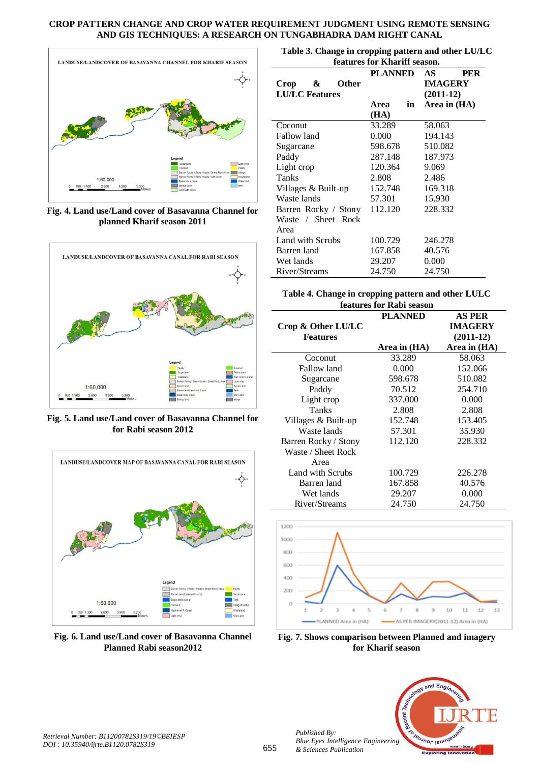Fig. 4. Land use/Land cover of Basavanna Channel for planned Kharif season 2011

Fig. 5. Land use/Land cover of Basavanna Channel for for Rabi season 2012

Fig. 6. Land use/Land cover of Basavanna Channel Planned Rabi season2012

**Table 3. Change in cropping pattern and other LU/LC features for Khariff season.**

| Crop & Other LU/LC Features | PLANNED Area in (HA) | AS PER IMAGERY (2011-12) Area in (HA) |
|---|---|---|
| Coconut | 33.289 | 58.063 |
| Fallow land | 0.000 | 194.143 |
| Sugarcane | 598.678 | 510.082 |
| Paddy | 287.148 | 187.973 |
| Light crop | 120.364 | 9.069 |
| Tanks | 2.808 | 2.486 |
| Villages & Built-up | 152.748 | 169.318 |
| Waste lands | 57.301 | 15.930 |
| Barren Rocky / Stony Waste / Sheet Rock Area | 112.120 | 228.332 |
| Land with Scrubs | 100.729 | 246.278 |
| Barren land | 167.858 | 40.576 |
| Wet lands | 29.207 | 0.000 |
| River/Streams | 24.750 | 24.750 |

**Table 4. Change in cropping pattern and other LULC features for Rabi season**

| Crop & Other LU/LC Features | PLANNED Area in (HA) | AS PER IMAGERY (2011-12) Area in (HA) |
|---|---|---|
| Coconut | 33.289 | 58.063 |
| Fallow land | 0.000 | 152.066 |
| Sugarcane | 598.678 | 510.082 |
| Paddy | 70.512 | 254.710 |
| Light crop | 337.000 | 0.000 |
| Tanks | 2.808 | 2.808 |
| Villages & Built-up | 152.748 | 153.405 |
| Waste lands | 57.301 | 35.930 |
| Barren Rocky / Stony Waste / Sheet Rock Area | 112.120 | 228.332 |
| Land with Scrubs | 100.729 | 226.278 |
| Barren land | 167.858 | 40.576 |
| Wet lands | 29.207 | 0.000 |
| River/Streams | 24.750 | 24.750 |

Fig. 7. Shows comparison between Planned and imagery for Kharif season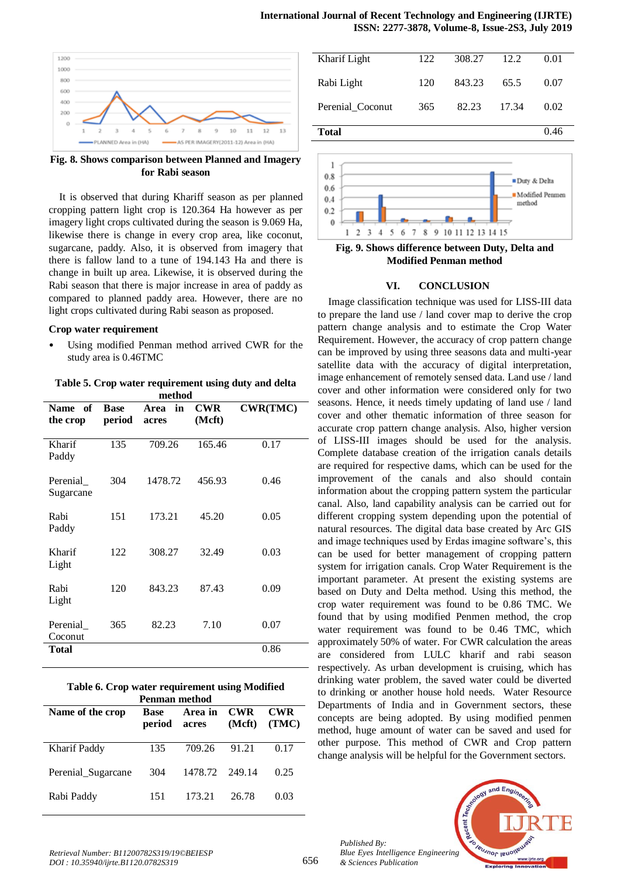Fig. 8. Shows comparison between Planned and Imagery for Rabi season

It is observed that during Khariff season as per planned cropping pattern light crop is 120.364 Ha however as per imagery light crops cultivated during the season is 9.069 Ha, likewise there is change in every crop area, like coconut, sugarcane, paddy. Also, it is observed from imagery that there is fallow land to a tune of 194.143 Ha and there is change in built up area. Likewise, it is observed during the Rabi season that there is major increase in area of paddy as compared to planned paddy area. However, there are no light crops cultivated during Rabi season as proposed.

**Crop water requirement**

- Using modified Penman method arrived CWR for the study area is 0.46TMC

**Table 5. Crop water requirement using duty and delta method**

| Name of the crop | Base period | Area in acres | CWR (Mcft) | CWR(TMC) |
|---|---|---|---|---|
| Kharif Paddy | 135 | 709.26 | 165.46 | 0.17 |
| Perenial_ Sugarcane | 304 | 1478.72 | 456.93 | 0.46 |
| Rabi Paddy | 151 | 173.21 | 45.20 | 0.05 |
| Kharif Light | 122 | 308.27 | 32.49 | 0.03 |
| Rabi Light | 120 | 843.23 | 87.43 | 0.09 |
| Perenial_ Coconut | 365 | 82.23 | 7.10 | 0.07 |
| **Total** | | | | 0.86 |

**Table 6. Crop water requirement using Modified Penman method**

| Name of the crop | Base period | Area in acres | CWR (Mcft) | CWR (TMC) |
|---|---|---|---|---|
| Kharif Paddy | 135 | 709.26 | 91.21 | 0.17 |
| Perenial_Sugarcane | 304 | 1478.72 | 249.14 | 0.25 |
| Rabi Paddy | 151 | 173.21 | 26.78 | 0.03 |
| Kharif Light | 122 | 308.27 | 12.2 | 0.01 |
| Rabi Light | 120 | 843.23 | 65.5 | 0.07 |
| Perenial_Coconut | 365 | 82.23 | 17.34 | 0.02 |
| **Total** | | | | 0.46 |

Fig. 9. Shows difference between Duty, Delta and Modified Penman method

## VI. CONCLUSION

Image classification technique was used for LISS-III data to prepare the land use / land cover map to derive the crop pattern change analysis and to estimate the Crop Water Requirement. However, the accuracy of crop pattern change can be improved by using three seasons data and multi-year satellite data with the accuracy of digital interpretation, image enhancement of remotely sensed data. Land use / land cover and other information were considered only for two seasons. Hence, it needs timely updating of land use / land cover and other thematic information of three season for accurate crop pattern change analysis. Also, higher version of LISS-III images should be used for the analysis. Complete database creation of the irrigation canals details are required for respective dams, which can be used for the improvement of the canals and also should contain information about the cropping pattern system the particular canal. Also, land capability analysis can be carried out for different cropping system depending upon the potential of natural resources. The digital data base created by Arc GIS and image techniques used by Erdas imagine software's, this can be used for better management of cropping pattern system for irrigation canals. Crop Water Requirement is the important parameter. At present the existing systems are based on Duty and Delta method. Using this method, the crop water requirement was found to be 0.86 TMC. We found that by using modified Penmen method, the crop water requirement was found to be 0.46 TMC, which approximately 50% of water. For CWR calculation the areas are considered from LULC kharif and rabi season respectively. As urban development is cruising, which has drinking water problem, the saved water could be diverted to drinking or another house hold needs. Water Resource Departments of India and in Government sectors, these concepts are being adopted. By using modified penmen method, huge amount of water can be saved and used for other purpose. This method of CWR and Crop pattern change analysis will be helpful for the Government sectors.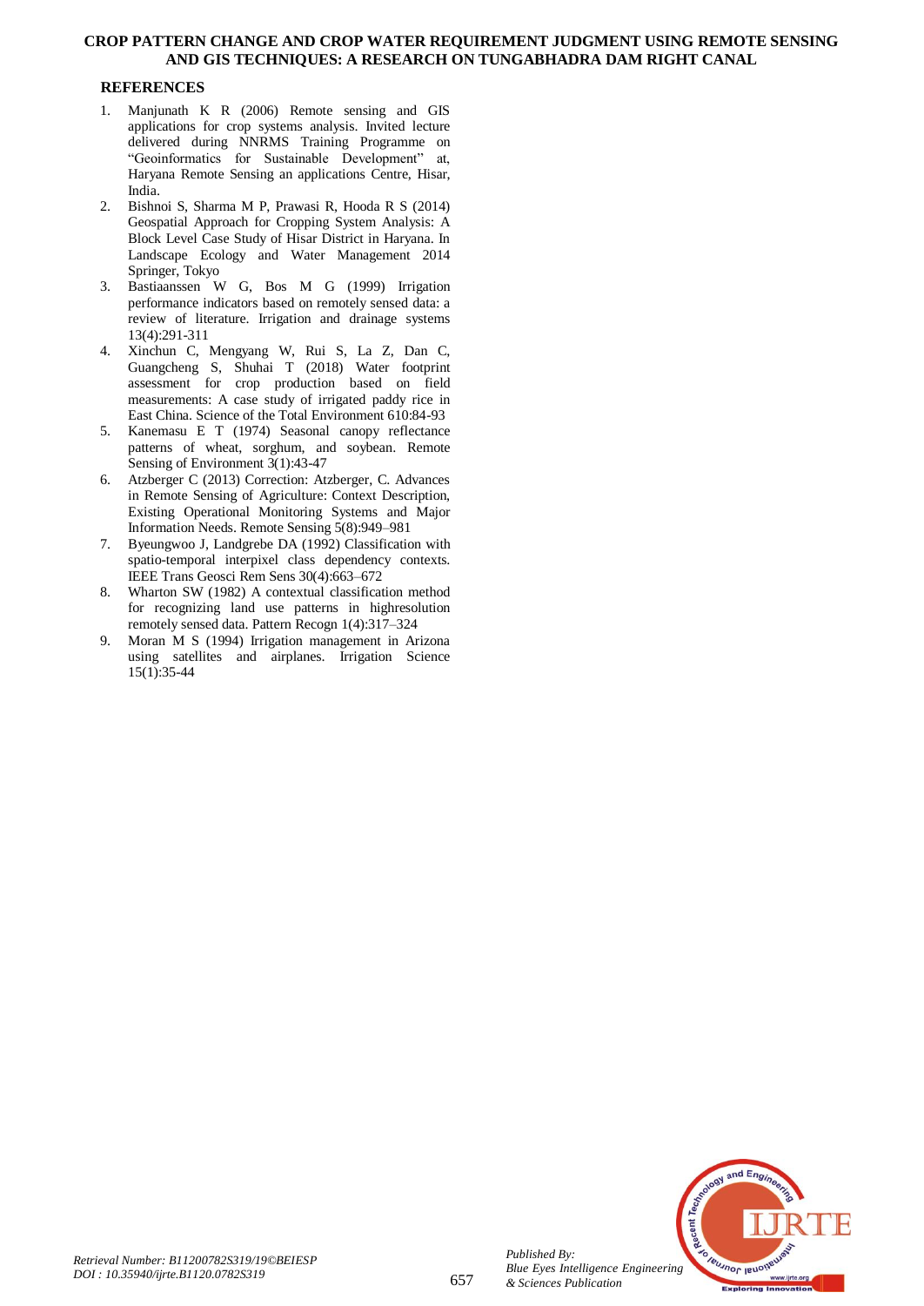## REFERENCES

1. Manjunath K R (2006) Remote sensing and GIS applications for crop systems analysis. Invited lecture delivered during NNRMS Training Programme on "Geoinformatics for Sustainable Development" at, Haryana Remote Sensing an applications Centre, Hisar, India.
2. Bishnoi S, Sharma M P, Prawasi R, Hooda R S (2014) Geospatial Approach for Cropping System Analysis: A Block Level Case Study of Hisar District in Haryana. In Landscape Ecology and Water Management 2014 Springer, Tokyo
3. Bastiaanssen W G, Bos M G (1999) Irrigation performance indicators based on remotely sensed data: a review of literature. Irrigation and drainage systems 13(4):291-311
4. Xinchun C, Mengyang W, Rui S, La Z, Dan C, Guangcheng S, Shuhai T (2018) Water footprint assessment for crop production based on field measurements: A case study of irrigated paddy rice in East China. Science of the Total Environment 610:84-93
5. Kanemasu E T (1974) Seasonal canopy reflectance patterns of wheat, sorghum, and soybean. Remote Sensing of Environment 3(1):43-47
6. Atzberger C (2013) Correction: Atzberger, C. Advances in Remote Sensing of Agriculture: Context Description, Existing Operational Monitoring Systems and Major Information Needs. Remote Sensing 5(8):949–981
7. Byeungwoo J, Landgrebe DA (1992) Classification with spatio-temporal interpixel class dependency contexts. IEEE Trans Geosci Rem Sens 30(4):663–672
8. Wharton SW (1982) A contextual classification method for recognizing land use patterns in highresolution remotely sensed data. Pattern Recogn 1(4):317–324
9. Moran M S (1994) Irrigation management in Arizona using satellites and airplanes. Irrigation Science 15(1):35-44